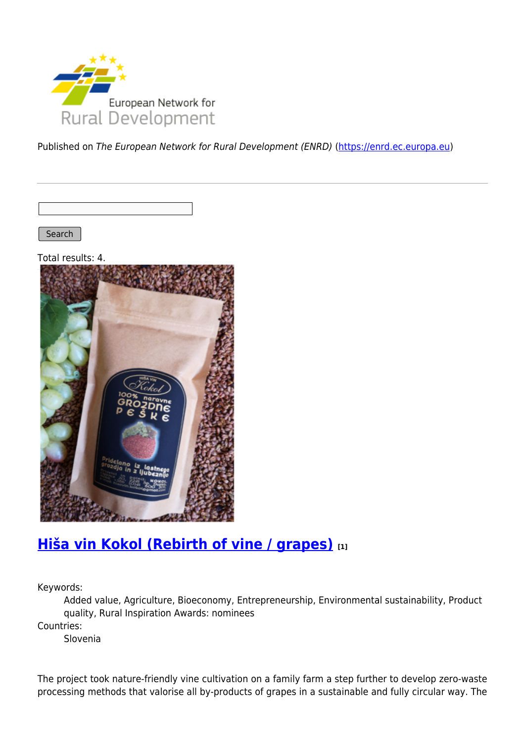Published on *The European Network for Rural Development (ENRD)* (https://enrd.ec.europa.eu)

Search

Total results: 4.

## Hiša vin Kokol (Rebirth of vine / grapes) [1]

Keywords:

Added value, Agriculture, Bioeconomy, Entrepreneurship, Environmental sustainability, Product quality, Rural Inspiration Awards: nominees

Countries:

Slovenia

The project took nature-friendly vine cultivation on a family farm a step further to develop zero-waste processing methods that valorise all by-products of grapes in a sustainable and fully circular way. The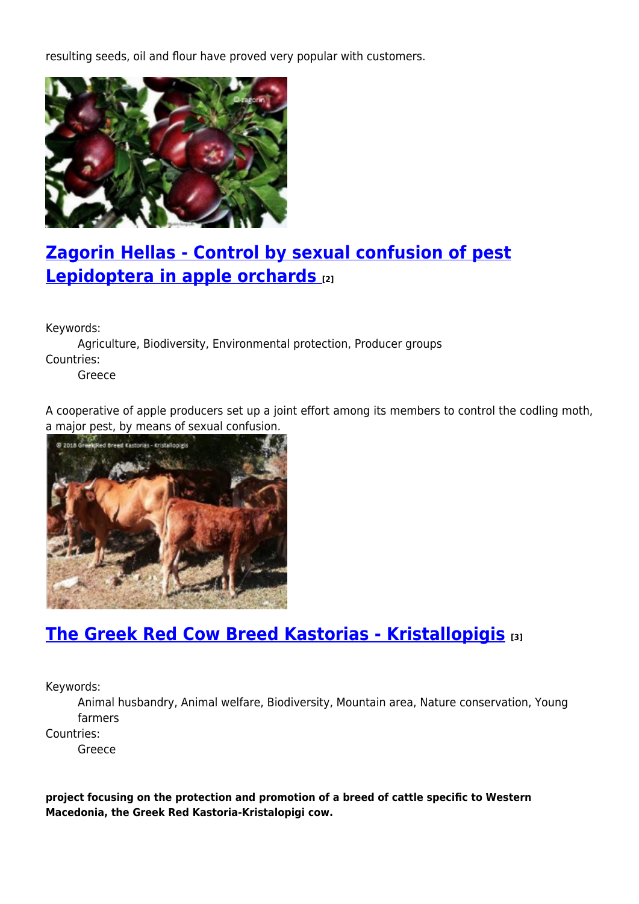resulting seeds, oil and flour have proved very popular with customers.

## [Zagorin Hellas - Control by sexual confusion of pest Lepidoptera in apple orchards [2]]

Keywords:
: Agriculture, Biodiversity, Environmental protection, Producer groups

Countries:
: Greece

A cooperative of apple producers set up a joint effort among its members to control the codling moth, a major pest, by means of sexual confusion.

## [The Greek Red Cow Breed Kastorias - Kristallopigis [3]]

Keywords:
: Animal husbandry, Animal welfare, Biodiversity, Mountain area, Nature conservation, Young farmers

Countries:
: Greece

**project focusing on the protection and promotion of a breed of cattle specific to Western Macedonia, the Greek Red Kastoria-Kristalopigi cow.**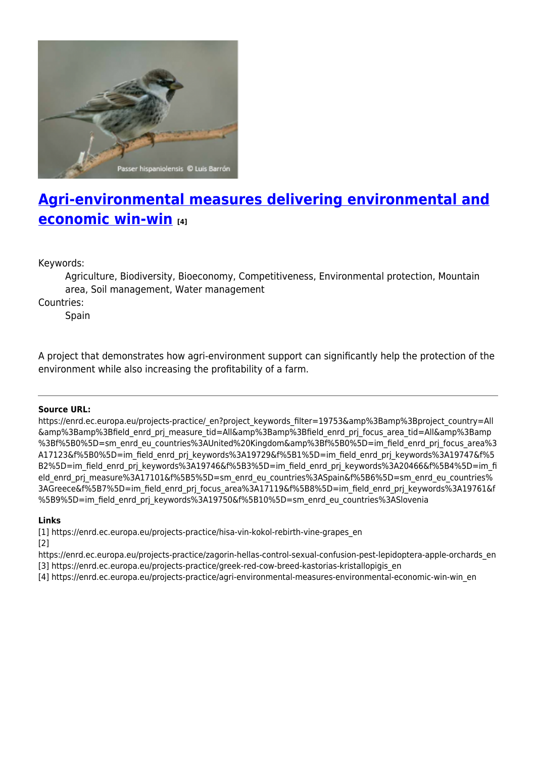Passer hispaniolensis © Luis Barrón

## [Agri-environmental measures delivering environmental and economic win-win [4]](https://enrd.ec.europa.eu/projects-practice/agri-environmental-measures-environmental-economic-win-win_en)

Keywords:

Agriculture, Biodiversity, Bioeconomy, Competitiveness, Environmental protection, Mountain area, Soil management, Water management

Countries:

Spain

A project that demonstrates how agri-environment support can significantly help the protection of the environment while also increasing the profitability of a farm.

---

**Source URL:** https://enrd.ec.europa.eu/projects-practice/_en?project_keywords_filter=19753&amp%3Bamp%3Bproject_country=All&amp%3Bamp%3Bfield_enrd_prj_measure_tid=All&amp%3Bamp%3Bfield_enrd_prj_focus_area_tid=All&amp%3Bamp%3Bf%5B0%5D=sm_enrd_eu_countries%3AUnited%20Kingdom&amp%3Bf%5B0%5D=im_field_enrd_prj_focus_area%3A17123&f%5B0%5D=im_field_enrd_prj_keywords%3A19729&f%5B1%5D=im_field_enrd_prj_keywords%3A19747&f%5B2%5D=im_field_enrd_prj_keywords%3A19746&f%5B3%5D=im_field_enrd_prj_keywords%3A20466&f%5B4%5D=im_field_enrd_prj_measure%3A17101&f%5B5%5D=sm_enrd_eu_countries%3ASpain&f%5B6%5D=sm_enrd_eu_countries%3AGreece&f%5B7%5D=im_field_enrd_prj_focus_area%3A17119&f%5B8%5D=im_field_enrd_prj_keywords%3A19761&f%5B9%5D=im_field_enrd_prj_keywords%3A19750&f%5B10%5D=sm_enrd_eu_countries%3ASlovenia

**Links**

[1] https://enrd.ec.europa.eu/projects-practice/hisa-vin-kokol-rebirth-vine-grapes_en
[2] https://enrd.ec.europa.eu/projects-practice/zagorin-hellas-control-sexual-confusion-pest-lepidoptera-apple-orchards_en
[3] https://enrd.ec.europa.eu/projects-practice/greek-red-cow-breed-kastorias-kristallopigis_en
[4] https://enrd.ec.europa.eu/projects-practice/agri-environmental-measures-environmental-economic-win-win_en